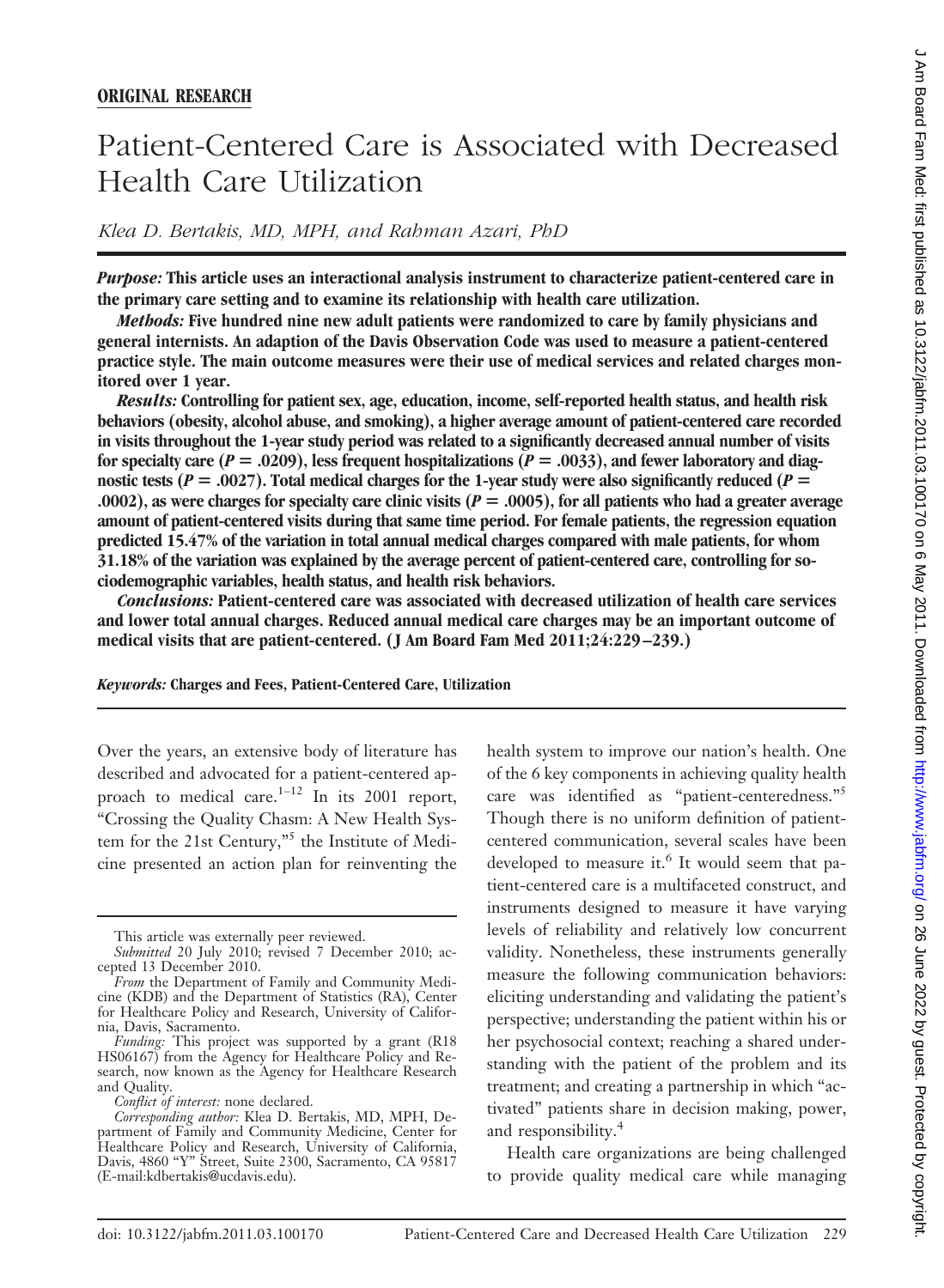**ORIGINAL RESEARCH**

# Patient-Centered Care is Associated with Decreased Health Care Utilization

*Klea D. Bertakis, MD, MPH, and Rahman Azari, PhD*

***Purpose:*** **This article uses an interactional analysis instrument to characterize patient-centered care in the primary care setting and to examine its relationship with health care utilization.**

***Methods:*** **Five hundred nine new adult patients were randomized to care by family physicians and general internists. An adaption of the Davis Observation Code was used to measure a patient-centered practice style. The main outcome measures were their use of medical services and related charges monitored over 1 year.**

***Results:*** **Controlling for patient sex, age, education, income, self-reported health status, and health risk behaviors (obesity, alcohol abuse, and smoking), a higher average amount of patient-centered care recorded in visits throughout the 1-year study period was related to a significantly decreased annual number of visits for specialty care ($P = .0209$), less frequent hospitalizations ($P = .0033$), and fewer laboratory and diagnostic tests ($P = .0027$). Total medical charges for the 1-year study were also significantly reduced ($P = .0002$), as were charges for specialty care clinic visits ($P = .0005$), for all patients who had a greater average amount of patient-centered visits during that same time period. For female patients, the regression equation predicted 15.47% of the variation in total annual medical charges compared with male patients, for whom 31.18% of the variation was explained by the average percent of patient-centered care, controlling for sociodemographic variables, health status, and health risk behaviors.**

***Conclusions:*** **Patient-centered care was associated with decreased utilization of health care services and lower total annual charges. Reduced annual medical care charges may be an important outcome of medical visits that are patient-centered. (J Am Board Fam Med 2011;24:229–239.)**

***Keywords:*** **Charges and Fees, Patient-Centered Care, Utilization**

---

Over the years, an extensive body of literature has described and advocated for a patient-centered approach to medical care.[1–12] In its 2001 report, "Crossing the Quality Chasm: A New Health System for the 21st Century,"[5] the Institute of Medicine presented an action plan for reinventing the health system to improve our nation's health. One of the 6 key components in achieving quality health care was identified as "patient-centeredness."[5] Though there is no uniform definition of patient-centered communication, several scales have been developed to measure it.[6] It would seem that patient-centered care is a multifaceted construct, and instruments designed to measure it have varying levels of reliability and relatively low concurrent validity. Nonetheless, these instruments generally measure the following communication behaviors: eliciting understanding and validating the patient's perspective; understanding the patient within his or her psychosocial context; reaching a shared understanding with the patient of the problem and its treatment; and creating a partnership in which "activated" patients share in decision making, power, and responsibility.[4]

Health care organizations are being challenged to provide quality medical care while managing

---

This article was externally peer reviewed.

*Submitted* 20 July 2010; revised 7 December 2010; accepted 13 December 2010.

*From* the Department of Family and Community Medicine (KDB) and the Department of Statistics (RA), Center for Healthcare Policy and Research, University of California, Davis, Sacramento.

*Funding:* This project was supported by a grant (R18 HS06167) from the Agency for Healthcare Policy and Research, now known as the Agency for Healthcare Research and Quality.

*Conflict of interest:* none declared.

*Corresponding author:* Klea D. Bertakis, MD, MPH, Department of Family and Community Medicine, Center for Healthcare Policy and Research, University of California, Davis, 4860 "Y" Street, Suite 2300, Sacramento, CA 95817 (E-mail:kdbertakis@ucdavis.edu).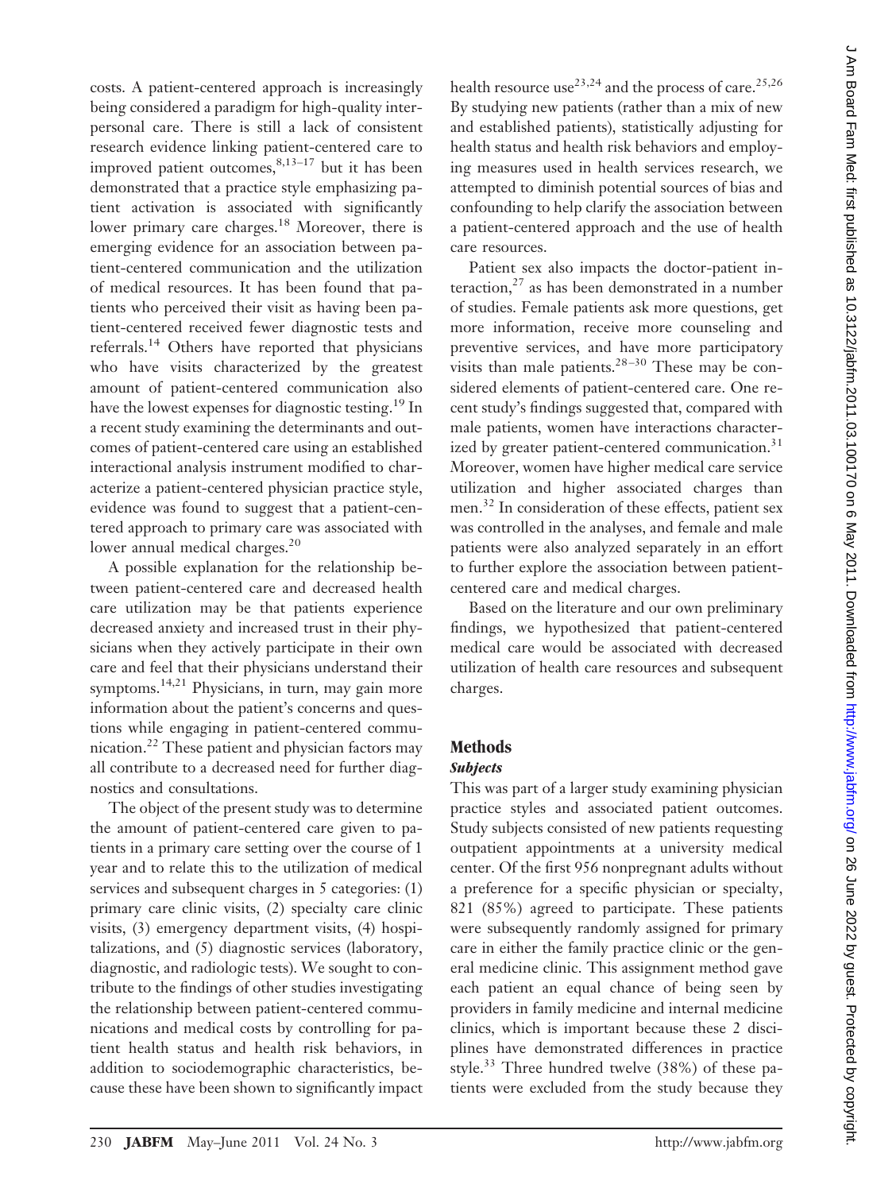costs. A patient-centered approach is increasingly being considered a paradigm for high-quality interpersonal care. There is still a lack of consistent research evidence linking patient-centered care to improved patient outcomes,[8,13–17] but it has been demonstrated that a practice style emphasizing patient activation is associated with significantly lower primary care charges.[18] Moreover, there is emerging evidence for an association between patient-centered communication and the utilization of medical resources. It has been found that patients who perceived their visit as having been patient-centered received fewer diagnostic tests and referrals.[14] Others have reported that physicians who have visits characterized by the greatest amount of patient-centered communication also have the lowest expenses for diagnostic testing.[19] In a recent study examining the determinants and outcomes of patient-centered care using an established interactional analysis instrument modified to characterize a patient-centered physician practice style, evidence was found to suggest that a patient-centered approach to primary care was associated with lower annual medical charges.[20]

A possible explanation for the relationship between patient-centered care and decreased health care utilization may be that patients experience decreased anxiety and increased trust in their physicians when they actively participate in their own care and feel that their physicians understand their symptoms.[14,21] Physicians, in turn, may gain more information about the patient's concerns and questions while engaging in patient-centered communication.[22] These patient and physician factors may all contribute to a decreased need for further diagnostics and consultations.

The object of the present study was to determine the amount of patient-centered care given to patients in a primary care setting over the course of 1 year and to relate this to the utilization of medical services and subsequent charges in 5 categories: (1) primary care clinic visits, (2) specialty care clinic visits, (3) emergency department visits, (4) hospitalizations, and (5) diagnostic services (laboratory, diagnostic, and radiologic tests). We sought to contribute to the findings of other studies investigating the relationship between patient-centered communications and medical costs by controlling for patient health status and health risk behaviors, in addition to sociodemographic characteristics, because these have been shown to significantly impact health resource use[23,24] and the process of care.[25,26] By studying new patients (rather than a mix of new and established patients), statistically adjusting for health status and health risk behaviors and employing measures used in health services research, we attempted to diminish potential sources of bias and confounding to help clarify the association between a patient-centered approach and the use of health care resources.

Patient sex also impacts the doctor-patient interaction,[27] as has been demonstrated in a number of studies. Female patients ask more questions, get more information, receive more counseling and preventive services, and have more participatory visits than male patients.[28–30] These may be considered elements of patient-centered care. One recent study's findings suggested that, compared with male patients, women have interactions characterized by greater patient-centered communication.[31] Moreover, women have higher medical care service utilization and higher associated charges than men.[32] In consideration of these effects, patient sex was controlled in the analyses, and female and male patients were also analyzed separately in an effort to further explore the association between patient-centered care and medical charges.

Based on the literature and our own preliminary findings, we hypothesized that patient-centered medical care would be associated with decreased utilization of health care resources and subsequent charges.

## Methods

### *Subjects*

This was part of a larger study examining physician practice styles and associated patient outcomes. Study subjects consisted of new patients requesting outpatient appointments at a university medical center. Of the first 956 nonpregnant adults without a preference for a specific physician or specialty, 821 (85%) agreed to participate. These patients were subsequently randomly assigned for primary care in either the family practice clinic or the general medicine clinic. This assignment method gave each patient an equal chance of being seen by providers in family medicine and internal medicine clinics, which is important because these 2 disciplines have demonstrated differences in practice style.[33] Three hundred twelve (38%) of these patients were excluded from the study because they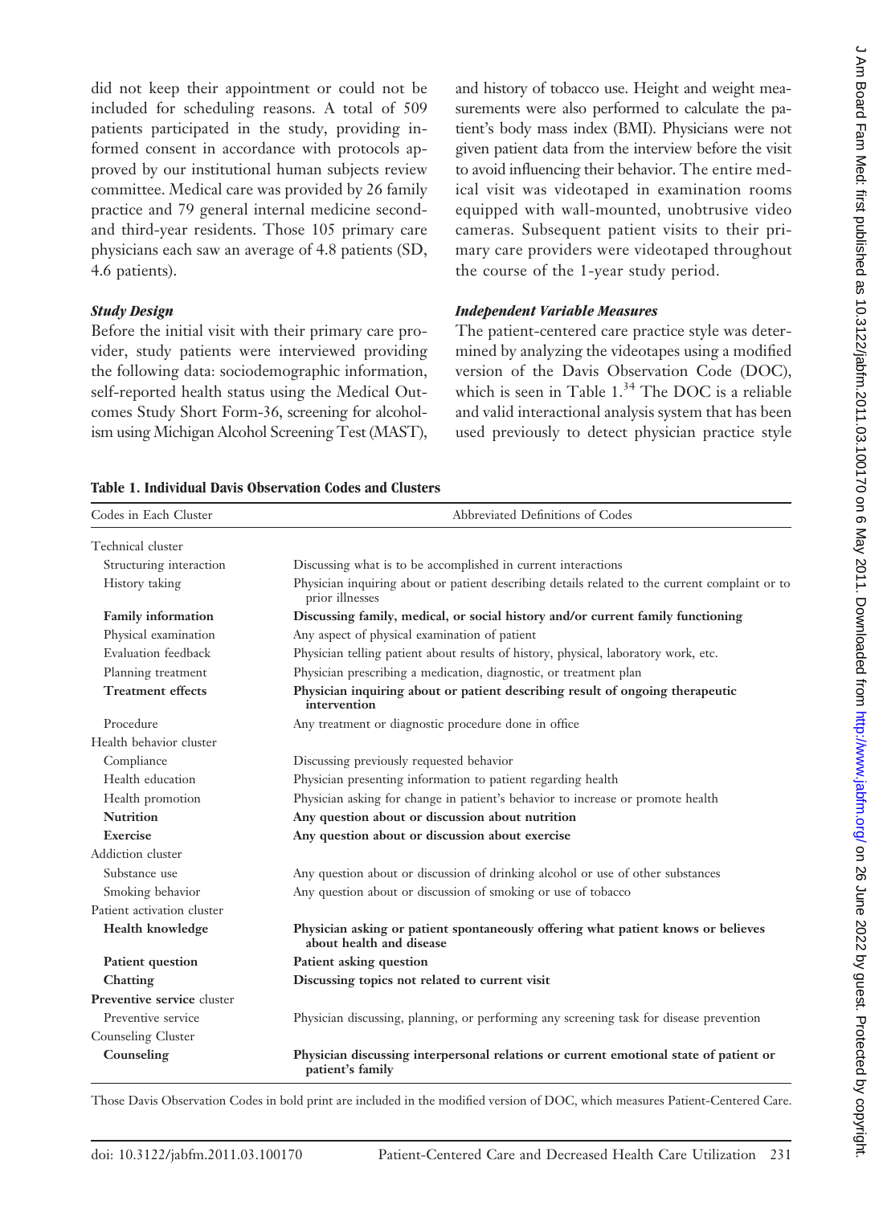did not keep their appointment or could not be included for scheduling reasons. A total of 509 patients participated in the study, providing informed consent in accordance with protocols approved by our institutional human subjects review committee. Medical care was provided by 26 family practice and 79 general internal medicine second- and third-year residents. Those 105 primary care physicians each saw an average of 4.8 patients (SD, 4.6 patients).

### *Study Design*

Before the initial visit with their primary care provider, study patients were interviewed providing the following data: sociodemographic information, self-reported health status using the Medical Outcomes Study Short Form-36, screening for alcoholism using Michigan Alcohol Screening Test (MAST), and history of tobacco use. Height and weight measurements were also performed to calculate the patient's body mass index (BMI). Physicians were not given patient data from the interview before the visit to avoid influencing their behavior. The entire medical visit was videotaped in examination rooms equipped with wall-mounted, unobtrusive video cameras. Subsequent patient visits to their primary care providers were videotaped throughout the course of the 1-year study period.

### *Independent Variable Measures*

The patient-centered care practice style was determined by analyzing the videotapes using a modified version of the Davis Observation Code (DOC), which is seen in Table 1.[34] The DOC is a reliable and valid interactional analysis system that has been used previously to detect physician practice style

**Table 1. Individual Davis Observation Codes and Clusters**

| Codes in Each Cluster | Abbreviated Definitions of Codes |
|---|---|
| Technical cluster | |
| Structuring interaction | Discussing what is to be accomplished in current interactions |
| History taking | Physician inquiring about or patient describing details related to the current complaint or to prior illnesses |
| **Family information** | **Discussing family, medical, or social history and/or current family functioning** |
| Physical examination | Any aspect of physical examination of patient |
| Evaluation feedback | Physician telling patient about results of history, physical, laboratory work, etc. |
| Planning treatment | Physician prescribing a medication, diagnostic, or treatment plan |
| **Treatment effects** | **Physician inquiring about or patient describing result of ongoing therapeutic intervention** |
| Procedure | Any treatment or diagnostic procedure done in office |
| Health behavior cluster | |
| Compliance | Discussing previously requested behavior |
| Health education | Physician presenting information to patient regarding health |
| Health promotion | Physician asking for change in patient's behavior to increase or promote health |
| **Nutrition** | **Any question about or discussion about nutrition** |
| **Exercise** | **Any question about or discussion about exercise** |
| Addiction cluster | |
| Substance use | Any question about or discussion of drinking alcohol or use of other substances |
| Smoking behavior | Any question about or discussion of smoking or use of tobacco |
| Patient activation cluster | |
| **Health knowledge** | **Physician asking or patient spontaneously offering what patient knows or believes about health and disease** |
| **Patient question** | **Patient asking question** |
| **Chatting** | **Discussing topics not related to current visit** |
| **Preventive service** cluster | |
| Preventive service | Physician discussing, planning, or performing any screening task for disease prevention |
| Counseling Cluster | |
| **Counseling** | **Physician discussing interpersonal relations or current emotional state of patient or patient's family** |

Those Davis Observation Codes in bold print are included in the modified version of DOC, which measures Patient-Centered Care.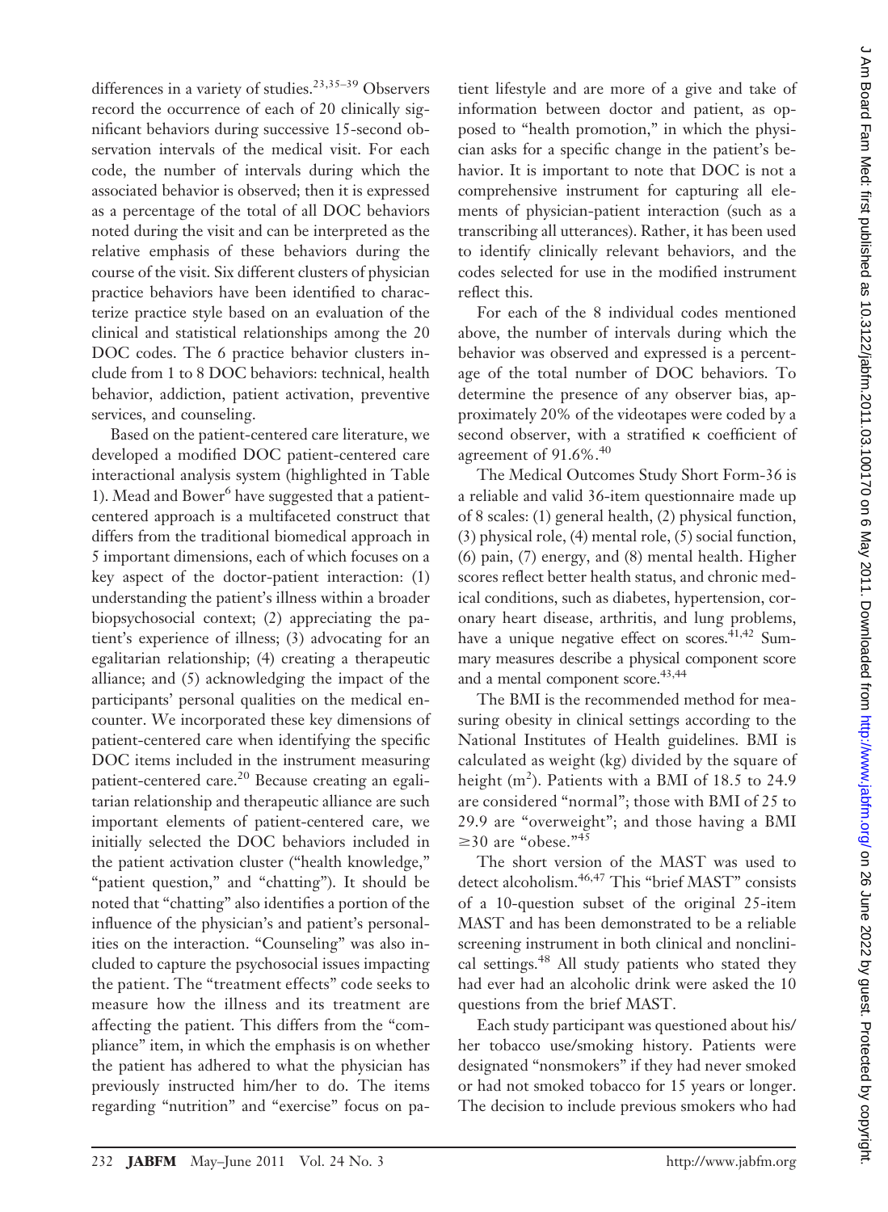differences in a variety of studies.[23,35–39] Observers record the occurrence of each of 20 clinically significant behaviors during successive 15-second observation intervals of the medical visit. For each code, the number of intervals during which the associated behavior is observed; then it is expressed as a percentage of the total of all DOC behaviors noted during the visit and can be interpreted as the relative emphasis of these behaviors during the course of the visit. Six different clusters of physician practice behaviors have been identified to characterize practice style based on an evaluation of the clinical and statistical relationships among the 20 DOC codes. The 6 practice behavior clusters include from 1 to 8 DOC behaviors: technical, health behavior, addiction, patient activation, preventive services, and counseling.

Based on the patient-centered care literature, we developed a modified DOC patient-centered care interactional analysis system (highlighted in Table 1). Mead and Bower[6] have suggested that a patient-centered approach is a multifaceted construct that differs from the traditional biomedical approach in 5 important dimensions, each of which focuses on a key aspect of the doctor-patient interaction: (1) understanding the patient's illness within a broader biopsychosocial context; (2) appreciating the patient's experience of illness; (3) advocating for an egalitarian relationship; (4) creating a therapeutic alliance; and (5) acknowledging the impact of the participants' personal qualities on the medical encounter. We incorporated these key dimensions of patient-centered care when identifying the specific DOC items included in the instrument measuring patient-centered care.[20] Because creating an egalitarian relationship and therapeutic alliance are such important elements of patient-centered care, we initially selected the DOC behaviors included in the patient activation cluster ("health knowledge," "patient question," and "chatting"). It should be noted that "chatting" also identifies a portion of the influence of the physician's and patient's personalities on the interaction. "Counseling" was also included to capture the psychosocial issues impacting the patient. The "treatment effects" code seeks to measure how the illness and its treatment are affecting the patient. This differs from the "compliance" item, in which the emphasis is on whether the patient has adhered to what the physician has previously instructed him/her to do. The items regarding "nutrition" and "exercise" focus on patient lifestyle and are more of a give and take of information between doctor and patient, as opposed to "health promotion," in which the physician asks for a specific change in the patient's behavior. It is important to note that DOC is not a comprehensive instrument for capturing all elements of physician-patient interaction (such as a transcribing all utterances). Rather, it has been used to identify clinically relevant behaviors, and the codes selected for use in the modified instrument reflect this.

For each of the 8 individual codes mentioned above, the number of intervals during which the behavior was observed and expressed is a percentage of the total number of DOC behaviors. To determine the presence of any observer bias, approximately 20% of the videotapes were coded by a second observer, with a stratified $\kappa$ coefficient of agreement of 91.6%.[40]

The Medical Outcomes Study Short Form-36 is a reliable and valid 36-item questionnaire made up of 8 scales: (1) general health, (2) physical function, (3) physical role, (4) mental role, (5) social function, (6) pain, (7) energy, and (8) mental health. Higher scores reflect better health status, and chronic medical conditions, such as diabetes, hypertension, coronary heart disease, arthritis, and lung problems, have a unique negative effect on scores.[41,42] Summary measures describe a physical component score and a mental component score.[43,44]

The BMI is the recommended method for measuring obesity in clinical settings according to the National Institutes of Health guidelines. BMI is calculated as weight (kg) divided by the square of height ($m^2$). Patients with a BMI of 18.5 to 24.9 are considered "normal"; those with BMI of 25 to 29.9 are "overweight"; and those having a BMI $\geq$30 are "obese."[45]

The short version of the MAST was used to detect alcoholism.[46,47] This "brief MAST" consists of a 10-question subset of the original 25-item MAST and has been demonstrated to be a reliable screening instrument in both clinical and nonclinical settings.[48] All study patients who stated they had ever had an alcoholic drink were asked the 10 questions from the brief MAST.

Each study participant was questioned about his/her tobacco use/smoking history. Patients were designated "nonsmokers" if they had never smoked or had not smoked tobacco for 15 years or longer. The decision to include previous smokers who had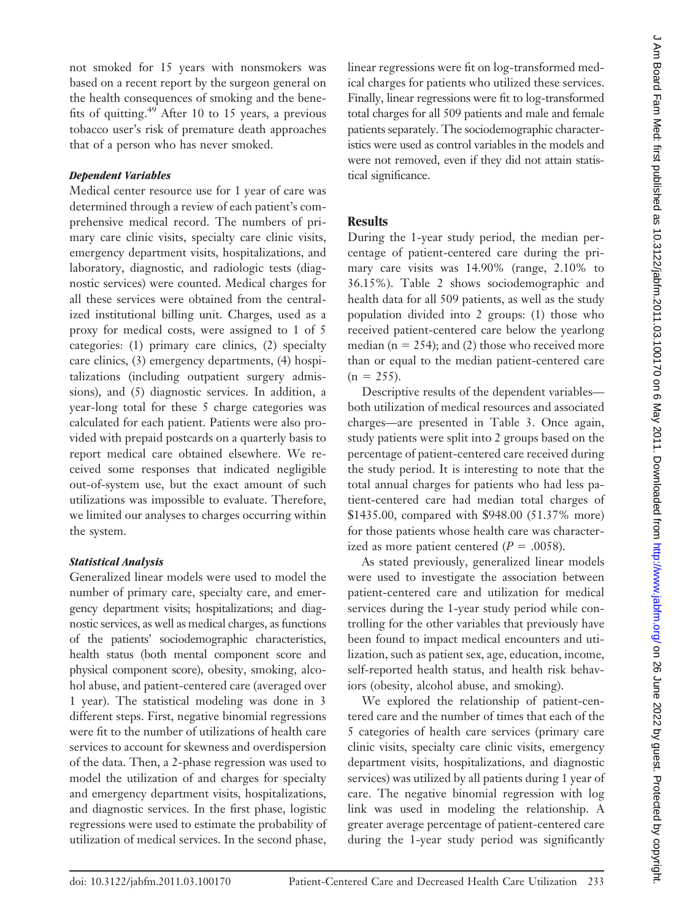not smoked for 15 years with nonsmokers was based on a recent report by the surgeon general on the health consequences of smoking and the benefits of quitting.[49] After 10 to 15 years, a previous tobacco user's risk of premature death approaches that of a person who has never smoked.

### *Dependent Variables*

Medical center resource use for 1 year of care was determined through a review of each patient's comprehensive medical record. The numbers of primary care clinic visits, specialty care clinic visits, emergency department visits, hospitalizations, and laboratory, diagnostic, and radiologic tests (diagnostic services) were counted. Medical charges for all these services were obtained from the centralized institutional billing unit. Charges, used as a proxy for medical costs, were assigned to 1 of 5 categories: (1) primary care clinics, (2) specialty care clinics, (3) emergency departments, (4) hospitalizations (including outpatient surgery admissions), and (5) diagnostic services. In addition, a year-long total for these 5 charge categories was calculated for each patient. Patients were also provided with prepaid postcards on a quarterly basis to report medical care obtained elsewhere. We received some responses that indicated negligible out-of-system use, but the exact amount of such utilizations was impossible to evaluate. Therefore, we limited our analyses to charges occurring within the system.

### *Statistical Analysis*

Generalized linear models were used to model the number of primary care, specialty care, and emergency department visits; hospitalizations; and diagnostic services, as well as medical charges, as functions of the patients' sociodemographic characteristics, health status (both mental component score and physical component score), obesity, smoking, alcohol abuse, and patient-centered care (averaged over 1 year). The statistical modeling was done in 3 different steps. First, negative binomial regressions were fit to the number of utilizations of health care services to account for skewness and overdispersion of the data. Then, a 2-phase regression was used to model the utilization of and charges for specialty and emergency department visits, hospitalizations, and diagnostic services. In the first phase, logistic regressions were used to estimate the probability of utilization of medical services. In the second phase, linear regressions were fit on log-transformed medical charges for patients who utilized these services. Finally, linear regressions were fit to log-transformed total charges for all 509 patients and male and female patients separately. The sociodemographic characteristics were used as control variables in the models and were not removed, even if they did not attain statistical significance.

## Results

During the 1-year study period, the median percentage of patient-centered care during the primary care visits was 14.90% (range, 2.10% to 36.15%). Table 2 shows sociodemographic and health data for all 509 patients, as well as the study population divided into 2 groups: (1) those who received patient-centered care below the yearlong median ($n = 254$); and (2) those who received more than or equal to the median patient-centered care ($n = 255$).

Descriptive results of the dependent variables—both utilization of medical resources and associated charges—are presented in Table 3. Once again, study patients were split into 2 groups based on the percentage of patient-centered care received during the study period. It is interesting to note that the total annual charges for patients who had less patient-centered care had median total charges of \$1435.00, compared with \$948.00 (51.37% more) for those patients whose health care was characterized as more patient centered ($P = .0058$).

As stated previously, generalized linear models were used to investigate the association between patient-centered care and utilization for medical services during the 1-year study period while controlling for the other variables that previously have been found to impact medical encounters and utilization, such as patient sex, age, education, income, self-reported health status, and health risk behaviors (obesity, alcohol abuse, and smoking).

We explored the relationship of patient-centered care and the number of times that each of the 5 categories of health care services (primary care clinic visits, specialty care clinic visits, emergency department visits, hospitalizations, and diagnostic services) was utilized by all patients during 1 year of care. The negative binomial regression with log link was used in modeling the relationship. A greater average percentage of patient-centered care during the 1-year study period was significantly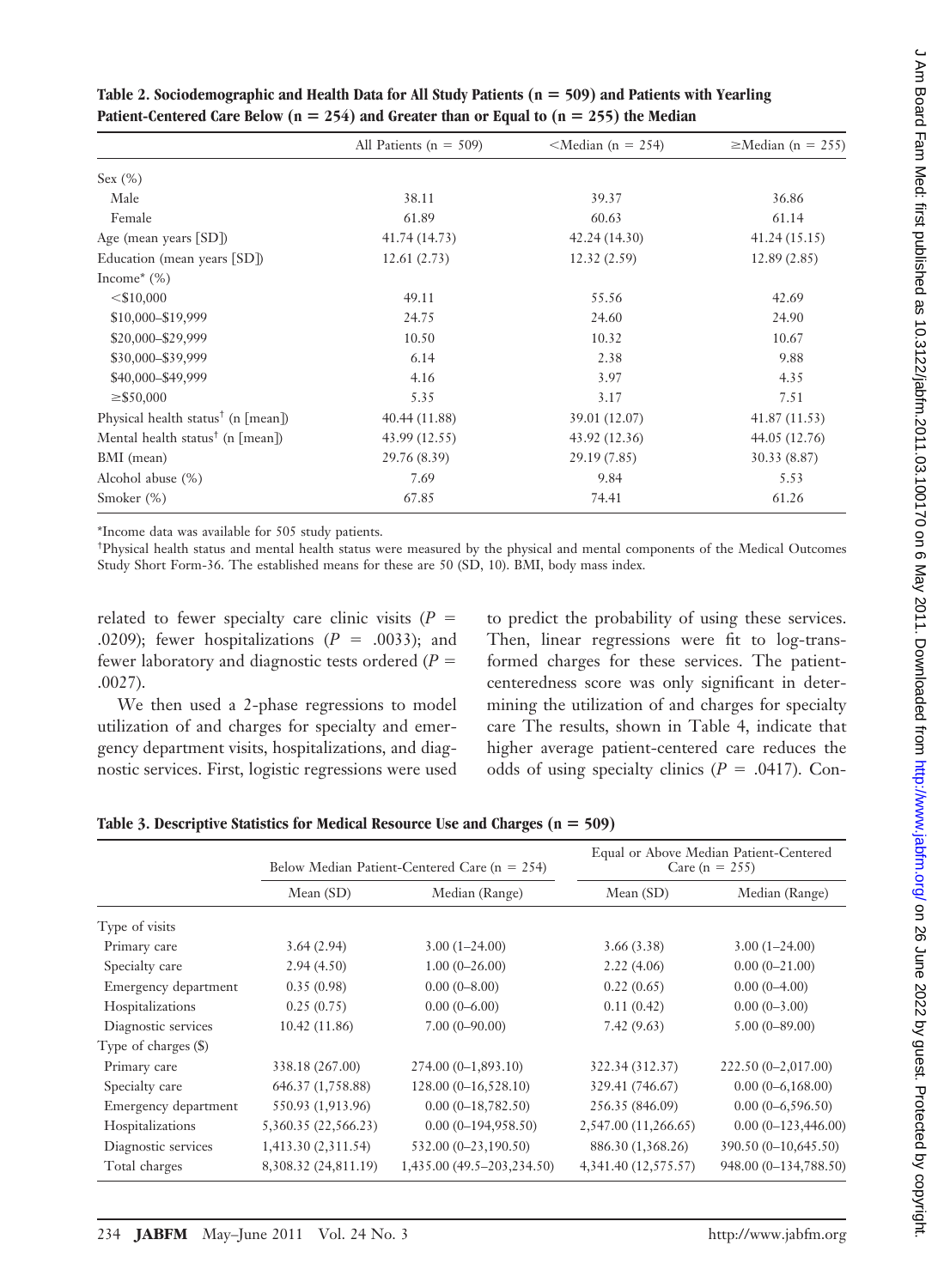**Table 2. Sociodemographic and Health Data for All Study Patients (n = 509) and Patients with Yearling Patient-Centered Care Below (n = 254) and Greater than or Equal to (n = 255) the Median**

| | All Patients (n = 509) | <Median (n = 254) | ≥Median (n = 255) |
|---|---|---|---|
| Sex (%) | | | |
| Male | 38.11 | 39.37 | 36.86 |
| Female | 61.89 | 60.63 | 61.14 |
| Age (mean years [SD]) | 41.74 (14.73) | 42.24 (14.30) | 41.24 (15.15) |
| Education (mean years [SD]) | 12.61 (2.73) | 12.32 (2.59) | 12.89 (2.85) |
| Income* (%) | | | |
| <$10,000 | 49.11 | 55.56 | 42.69 |
| $10,000–$19,999 | 24.75 | 24.60 | 24.90 |
| $20,000–$29,999 | 10.50 | 10.32 | 10.67 |
| $30,000–$39,999 | 6.14 | 2.38 | 9.88 |
| $40,000–$49,999 | 4.16 | 3.97 | 4.35 |
| ≥$50,000 | 5.35 | 3.17 | 7.51 |
| Physical health status† (n [mean]) | 40.44 (11.88) | 39.01 (12.07) | 41.87 (11.53) |
| Mental health status† (n [mean]) | 43.99 (12.55) | 43.92 (12.36) | 44.05 (12.76) |
| BMI (mean) | 29.76 (8.39) | 29.19 (7.85) | 30.33 (8.87) |
| Alcohol abuse (%) | 7.69 | 9.84 | 5.53 |
| Smoker (%) | 67.85 | 74.41 | 61.26 |

*Income data was available for 505 study patients.

†Physical health status and mental health status were measured by the physical and mental components of the Medical Outcomes Study Short Form-36. The established means for these are 50 (SD, 10). BMI, body mass index.

related to fewer specialty care clinic visits ($P$ = .0209); fewer hospitalizations ($P$ = .0033); and fewer laboratory and diagnostic tests ordered ($P$ = .0027).

We then used a 2-phase regressions to model utilization of and charges for specialty and emergency department visits, hospitalizations, and diagnostic services. First, logistic regressions were used to predict the probability of using these services. Then, linear regressions were fit to log-transformed charges for these services. The patient-centeredness score was only significant in determining the utilization of and charges for specialty care The results, shown in Table 4, indicate that higher average patient-centered care reduces the odds of using specialty clinics ($P$ = .0417). Con-

**Table 3. Descriptive Statistics for Medical Resource Use and Charges (n = 509)**

| | Below Median Patient-Centered Care (n = 254) | | Equal or Above Median Patient-Centered Care (n = 255) | |
|---|---|---|---|---|
| | Mean (SD) | Median (Range) | Mean (SD) | Median (Range) |
| Type of visits | | | | |
| Primary care | 3.64 (2.94) | 3.00 (1–24.00) | 3.66 (3.38) | 3.00 (1–24.00) |
| Specialty care | 2.94 (4.50) | 1.00 (0–26.00) | 2.22 (4.06) | 0.00 (0–21.00) |
| Emergency department | 0.35 (0.98) | 0.00 (0–8.00) | 0.22 (0.65) | 0.00 (0–4.00) |
| Hospitalizations | 0.25 (0.75) | 0.00 (0–6.00) | 0.11 (0.42) | 0.00 (0–3.00) |
| Diagnostic services | 10.42 (11.86) | 7.00 (0–90.00) | 7.42 (9.63) | 5.00 (0–89.00) |
| Type of charges ($) | | | | |
| Primary care | 338.18 (267.00) | 274.00 (0–1,893.10) | 322.34 (312.37) | 222.50 (0–2,017.00) |
| Specialty care | 646.37 (1,758.88) | 128.00 (0–16,528.10) | 329.41 (746.67) | 0.00 (0–6,168.00) |
| Emergency department | 550.93 (1,913.96) | 0.00 (0–18,782.50) | 256.35 (846.09) | 0.00 (0–6,596.50) |
| Hospitalizations | 5,360.35 (22,566.23) | 0.00 (0–194,958.50) | 2,547.00 (11,266.65) | 0.00 (0–123,446.00) |
| Diagnostic services | 1,413.30 (2,311.54) | 532.00 (0–23,190.50) | 886.30 (1,368.26) | 390.50 (0–10,645.50) |
| Total charges | 8,308.32 (24,811.19) | 1,435.00 (49.5–203,234.50) | 4,341.40 (12,575.57) | 948.00 (0–134,788.50) |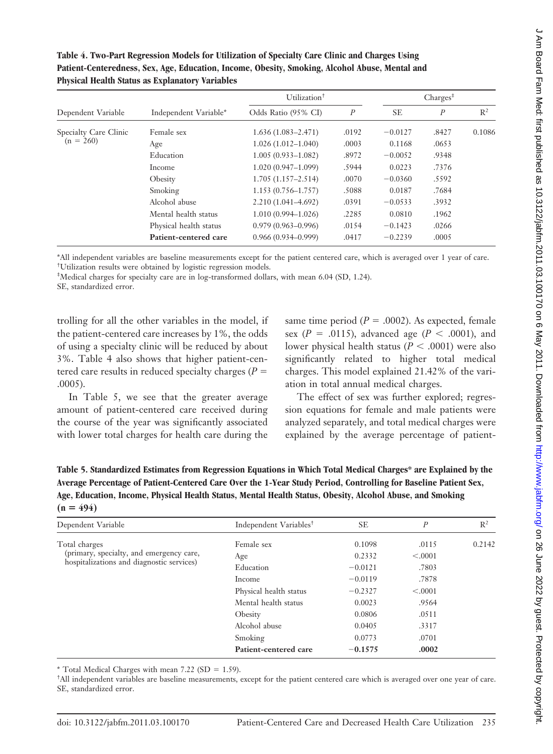**Table 4. Two-Part Regression Models for Utilization of Specialty Care Clinic and Charges Using Patient-Centeredness, Sex, Age, Education, Income, Obesity, Smoking, Alcohol Abuse, Mental and Physical Health Status as Explanatory Variables**

| Dependent Variable | Independent Variable* | Utilization† | | Charges‡ | | |
|---|---|---|---|---|---|---|
| | | Odds Ratio (95% CI) | $P$ | SE | $P$ | $R^2$ |
| Specialty Care Clinic (n = 260) | Female sex | 1.636 (1.083–2.471) | .0192 | −0.0127 | .8427 | 0.1086 |
| | Age | 1.026 (1.012–1.040) | .0003 | 0.1168 | .0653 | |
| | Education | 1.005 (0.933–1.082) | .8972 | −0.0052 | .9348 | |
| | Income | 1.020 (0.947–1.099) | .5944 | 0.0223 | .7376 | |
| | Obesity | 1.705 (1.157–2.514) | .0070 | −0.0360 | .5592 | |
| | Smoking | 1.153 (0.756–1.757) | .5088 | 0.0187 | .7684 | |
| | Alcohol abuse | 2.210 (1.041–4.692) | .0391 | −0.0533 | .3932 | |
| | Mental health status | 1.010 (0.994–1.026) | .2285 | 0.0810 | .1962 | |
| | Physical health status | 0.979 (0.963–0.996) | .0154 | −0.1423 | .0266 | |
| | **Patient-centered care** | 0.966 (0.934–0.999) | .0417 | −0.2239 | .0005 | |

*All independent variables are baseline measurements except for the patient centered care, which is averaged over 1 year of care.
†Utilization results were obtained by logistic regression models.
‡Medical charges for specialty care are in log-transformed dollars, with mean 6.04 (SD, 1.24).
SE, standardized error.

trolling for all the other variables in the model, if the patient-centered care increases by 1%, the odds of using a specialty clinic will be reduced by about 3%. Table 4 also shows that higher patient-centered care results in reduced specialty charges ($P$ = .0005).

In Table 5, we see that the greater average amount of patient-centered care received during the course of the year was significantly associated with lower total charges for health care during the same time period ($P$ = .0002). As expected, female sex ($P$ = .0115), advanced age ($P$ < .0001), and lower physical health status ($P$ < .0001) were also significantly related to higher total medical charges. This model explained 21.42% of the variation in total annual medical charges.

The effect of sex was further explored; regression equations for female and male patients were analyzed separately, and total medical charges were explained by the average percentage of patient-

**Table 5. Standardized Estimates from Regression Equations in Which Total Medical Charges* are Explained by the Average Percentage of Patient-Centered Care Over the 1-Year Study Period, Controlling for Baseline Patient Sex, Age, Education, Income, Physical Health Status, Mental Health Status, Obesity, Alcohol Abuse, and Smoking (n = 494)**

| Dependent Variable | Independent Variables† | SE | $P$ | $R^2$ |
|---|---|---|---|---|
| Total charges (primary, specialty, and emergency care, hospitalizations and diagnostic services) | Female sex | 0.1098 | .0115 | 0.2142 |
| | Age | 0.2332 | <.0001 | |
| | Education | −0.0121 | .7803 | |
| | Income | −0.0119 | .7878 | |
| | Physical health status | −0.2327 | <.0001 | |
| | Mental health status | 0.0023 | .9564 | |
| | Obesity | 0.0806 | .0511 | |
| | Alcohol abuse | 0.0405 | .3317 | |
| | Smoking | 0.0773 | .0701 | |
| | **Patient-centered care** | **−0.1575** | **.0002** | |

* Total Medical Charges with mean 7.22 (SD = 1.59).
†All independent variables are baseline measurements, except for the patient centered care which is averaged over one year of care.
SE, standardized error.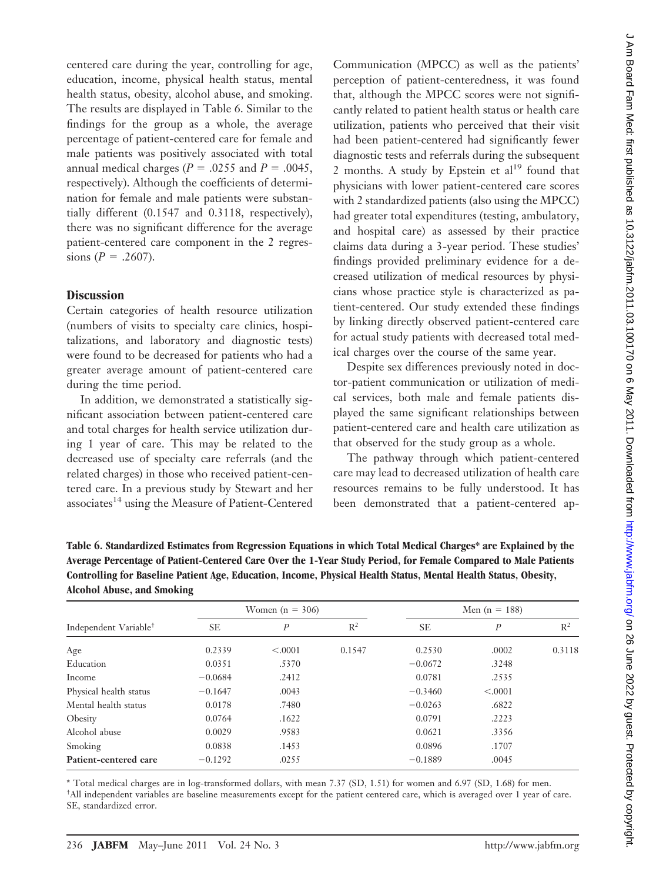centered care during the year, controlling for age, education, income, physical health status, mental health status, obesity, alcohol abuse, and smoking. The results are displayed in Table 6. Similar to the findings for the group as a whole, the average percentage of patient-centered care for female and male patients was positively associated with total annual medical charges ($P = .0255$ and $P = .0045$, respectively). Although the coefficients of determination for female and male patients were substantially different (0.1547 and 0.3118, respectively), there was no significant difference for the average patient-centered care component in the 2 regressions ($P = .2607$).

## Discussion

Certain categories of health resource utilization (numbers of visits to specialty care clinics, hospitalizations, and laboratory and diagnostic tests) were found to be decreased for patients who had a greater average amount of patient-centered care during the time period.

In addition, we demonstrated a statistically significant association between patient-centered care and total charges for health service utilization during 1 year of care. This may be related to the decreased use of specialty care referrals (and the related charges) in those who received patient-centered care. In a previous study by Stewart and her associates[14] using the Measure of Patient-Centered Communication (MPCC) as well as the patients' perception of patient-centeredness, it was found that, although the MPCC scores were not significantly related to patient health status or health care utilization, patients who perceived that their visit had been patient-centered had significantly fewer diagnostic tests and referrals during the subsequent 2 months. A study by Epstein et al[19] found that physicians with lower patient-centered care scores with 2 standardized patients (also using the MPCC) had greater total expenditures (testing, ambulatory, and hospital care) as assessed by their practice claims data during a 3-year period. These studies' findings provided preliminary evidence for a decreased utilization of medical resources by physicians whose practice style is characterized as patient-centered. Our study extended these findings by linking directly observed patient-centered care for actual study patients with decreased total medical charges over the course of the same year.

Despite sex differences previously noted in doctor-patient communication or utilization of medical services, both male and female patients displayed the same significant relationships between patient-centered care and health care utilization as that observed for the study group as a whole.

The pathway through which patient-centered care may lead to decreased utilization of health care resources remains to be fully understood. It has been demonstrated that a patient-centered ap-

**Table 6. Standardized Estimates from Regression Equations in which Total Medical Charges* are Explained by the Average Percentage of Patient-Centered Care Over the 1-Year Study Period, for Female Compared to Male Patients Controlling for Baseline Patient Age, Education, Income, Physical Health Status, Mental Health Status, Obesity, Alcohol Abuse, and Smoking**

| | Women (n = 306) | | | Men (n = 188) | | |
|---|---|---|---|---|---|---|
| Independent Variable† | SE | *P* | $R^2$ | SE | *P* | $R^2$ |
| Age | 0.2339 | <.0001 | 0.1547 | 0.2530 | .0002 | 0.3118 |
| Education | 0.0351 | .5370 | | −0.0672 | .3248 | |
| Income | −0.0684 | .2412 | | 0.0781 | .2535 | |
| Physical health status | −0.1647 | .0043 | | −0.3460 | <.0001 | |
| Mental health status | 0.0178 | .7480 | | −0.0263 | .6822 | |
| Obesity | 0.0764 | .1622 | | 0.0791 | .2223 | |
| Alcohol abuse | 0.0029 | .9583 | | 0.0621 | .3356 | |
| Smoking | 0.0838 | .1453 | | 0.0896 | .1707 | |
| **Patient-centered care** | −0.1292 | .0255 | | −0.1889 | .0045 | |

* Total medical charges are in log-transformed dollars, with mean 7.37 (SD, 1.51) for women and 6.97 (SD, 1.68) for men.
†All independent variables are baseline measurements except for the patient centered care, which is averaged over 1 year of care.
SE, standardized error.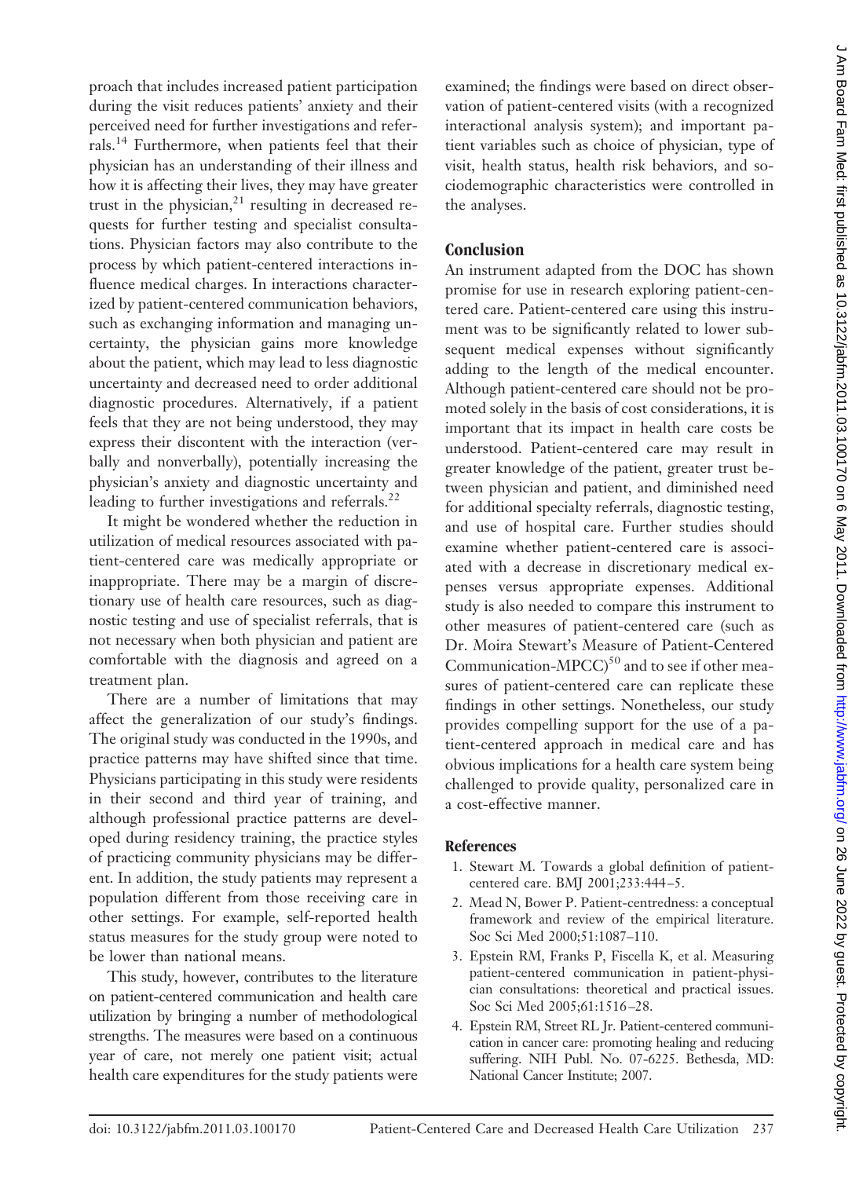proach that includes increased patient participation during the visit reduces patients' anxiety and their perceived need for further investigations and referrals.[14] Furthermore, when patients feel that their physician has an understanding of their illness and how it is affecting their lives, they may have greater trust in the physician,[21] resulting in decreased requests for further testing and specialist consultations. Physician factors may also contribute to the process by which patient-centered interactions influence medical charges. In interactions characterized by patient-centered communication behaviors, such as exchanging information and managing uncertainty, the physician gains more knowledge about the patient, which may lead to less diagnostic uncertainty and decreased need to order additional diagnostic procedures. Alternatively, if a patient feels that they are not being understood, they may express their discontent with the interaction (verbally and nonverbally), potentially increasing the physician's anxiety and diagnostic uncertainty and leading to further investigations and referrals.[22]

It might be wondered whether the reduction in utilization of medical resources associated with patient-centered care was medically appropriate or inappropriate. There may be a margin of discretionary use of health care resources, such as diagnostic testing and use of specialist referrals, that is not necessary when both physician and patient are comfortable with the diagnosis and agreed on a treatment plan.

There are a number of limitations that may affect the generalization of our study's findings. The original study was conducted in the 1990s, and practice patterns may have shifted since that time. Physicians participating in this study were residents in their second and third year of training, and although professional practice patterns are developed during residency training, the practice styles of practicing community physicians may be different. In addition, the study patients may represent a population different from those receiving care in other settings. For example, self-reported health status measures for the study group were noted to be lower than national means.

This study, however, contributes to the literature on patient-centered communication and health care utilization by bringing a number of methodological strengths. The measures were based on a continuous year of care, not merely one patient visit; actual health care expenditures for the study patients were examined; the findings were based on direct observation of patient-centered visits (with a recognized interactional analysis system); and important patient variables such as choice of physician, type of visit, health status, health risk behaviors, and sociodemographic characteristics were controlled in the analyses.

## Conclusion

An instrument adapted from the DOC has shown promise for use in research exploring patient-centered care. Patient-centered care using this instrument was to be significantly related to lower subsequent medical expenses without significantly adding to the length of the medical encounter. Although patient-centered care should not be promoted solely in the basis of cost considerations, it is important that its impact in health care costs be understood. Patient-centered care may result in greater knowledge of the patient, greater trust between physician and patient, and diminished need for additional specialty referrals, diagnostic testing, and use of hospital care. Further studies should examine whether patient-centered care is associated with a decrease in discretionary medical expenses versus appropriate expenses. Additional study is also needed to compare this instrument to other measures of patient-centered care (such as Dr. Moira Stewart's Measure of Patient-Centered Communication-MPCC)[50] and to see if other measures of patient-centered care can replicate these findings in other settings. Nonetheless, our study provides compelling support for the use of a patient-centered approach in medical care and has obvious implications for a health care system being challenged to provide quality, personalized care in a cost-effective manner.

## References

1. Stewart M. Towards a global definition of patient-centered care. BMJ 2001;233:444–5.
2. Mead N, Bower P. Patient-centredness: a conceptual framework and review of the empirical literature. Soc Sci Med 2000;51:1087–110.
3. Epstein RM, Franks P, Fiscella K, et al. Measuring patient-centered communication in patient-physician consultations: theoretical and practical issues. Soc Sci Med 2005;61:1516–28.
4. Epstein RM, Street RL Jr. Patient-centered communication in cancer care: promoting healing and reducing suffering. NIH Publ. No. 07-6225. Bethesda, MD: National Cancer Institute; 2007.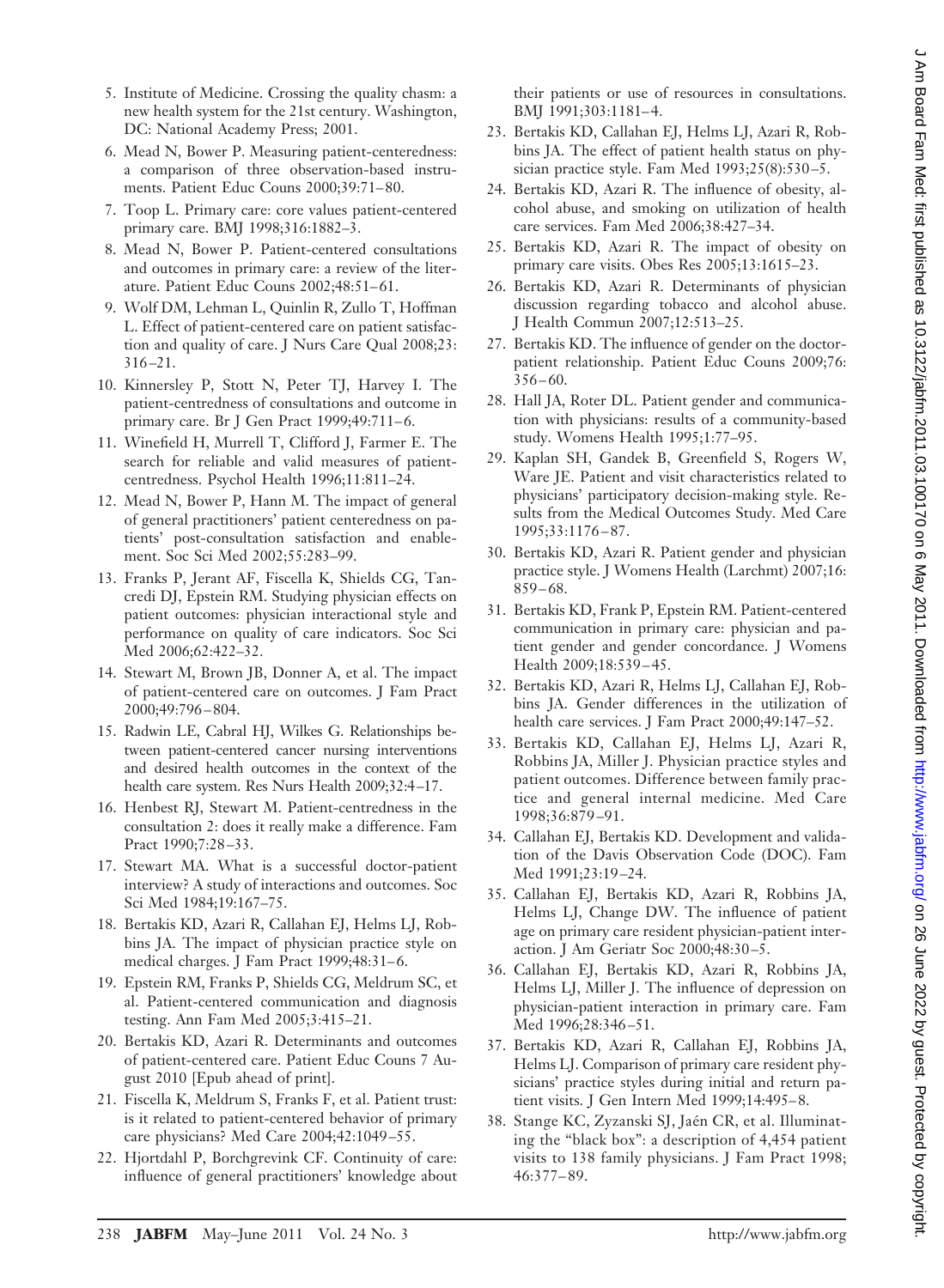5. Institute of Medicine. Crossing the quality chasm: a new health system for the 21st century. Washington, DC: National Academy Press; 2001.
6. Mead N, Bower P. Measuring patient-centeredness: a comparison of three observation-based instruments. Patient Educ Couns 2000;39:71–80.
7. Toop L. Primary care: core values patient-centered primary care. BMJ 1998;316:1882–3.
8. Mead N, Bower P. Patient-centered consultations and outcomes in primary care: a review of the literature. Patient Educ Couns 2002;48:51–61.
9. Wolf DM, Lehman L, Quinlin R, Zullo T, Hoffman L. Effect of patient-centered care on patient satisfaction and quality of care. J Nurs Care Qual 2008;23:316–21.
10. Kinnersley P, Stott N, Peter TJ, Harvey I. The patient-centredness of consultations and outcome in primary care. Br J Gen Pract 1999;49:711–6.
11. Winefield H, Murrell T, Clifford J, Farmer E. The search for reliable and valid measures of patient-centredness. Psychol Health 1996;11:811–24.
12. Mead N, Bower P, Hann M. The impact of general of general practitioners' patient centeredness on patients' post-consultation satisfaction and enablement. Soc Sci Med 2002;55:283–99.
13. Franks P, Jerant AF, Fiscella K, Shields CG, Tancredi DJ, Epstein RM. Studying physician effects on patient outcomes: physician interactional style and performance on quality of care indicators. Soc Sci Med 2006;62:422–32.
14. Stewart M, Brown JB, Donner A, et al. The impact of patient-centered care on outcomes. J Fam Pract 2000;49:796–804.
15. Radwin LE, Cabral HJ, Wilkes G. Relationships between patient-centered cancer nursing interventions and desired health outcomes in the context of the health care system. Res Nurs Health 2009;32:4–17.
16. Henbest RJ, Stewart M. Patient-centredness in the consultation 2: does it really make a difference. Fam Pract 1990;7:28–33.
17. Stewart MA. What is a successful doctor-patient interview? A study of interactions and outcomes. Soc Sci Med 1984;19:167–75.
18. Bertakis KD, Azari R, Callahan EJ, Helms LJ, Robbins JA. The impact of physician practice style on medical charges. J Fam Pract 1999;48:31–6.
19. Epstein RM, Franks P, Shields CG, Meldrum SC, et al. Patient-centered communication and diagnosis testing. Ann Fam Med 2005;3:415–21.
20. Bertakis KD, Azari R. Determinants and outcomes of patient-centered care. Patient Educ Couns 7 August 2010 [Epub ahead of print].
21. Fiscella K, Meldrum S, Franks F, et al. Patient trust: is it related to patient-centered behavior of primary care physicians? Med Care 2004;42:1049–55.
22. Hjortdahl P, Borchgrevink CF. Continuity of care: influence of general practitioners' knowledge about their patients or use of resources in consultations. BMJ 1991;303:1181–4.
23. Bertakis KD, Callahan EJ, Helms LJ, Azari R, Robbins JA. The effect of patient health status on physician practice style. Fam Med 1993;25(8):530–5.
24. Bertakis KD, Azari R. The influence of obesity, alcohol abuse, and smoking on utilization of health care services. Fam Med 2006;38:427–34.
25. Bertakis KD, Azari R. The impact of obesity on primary care visits. Obes Res 2005;13:1615–23.
26. Bertakis KD, Azari R. Determinants of physician discussion regarding tobacco and alcohol abuse. J Health Commun 2007;12:513–25.
27. Bertakis KD. The influence of gender on the doctor-patient relationship. Patient Educ Couns 2009;76:356–60.
28. Hall JA, Roter DL. Patient gender and communication with physicians: results of a community-based study. Womens Health 1995;1:77–95.
29. Kaplan SH, Gandek B, Greenfield S, Rogers W, Ware JE. Patient and visit characteristics related to physicians' participatory decision-making style. Results from the Medical Outcomes Study. Med Care 1995;33:1176–87.
30. Bertakis KD, Azari R. Patient gender and physician practice style. J Womens Health (Larchmt) 2007;16:859–68.
31. Bertakis KD, Frank P, Epstein RM. Patient-centered communication in primary care: physician and patient gender and gender concordance. J Womens Health 2009;18:539–45.
32. Bertakis KD, Azari R, Helms LJ, Callahan EJ, Robbins JA. Gender differences in the utilization of health care services. J Fam Pract 2000;49:147–52.
33. Bertakis KD, Callahan EJ, Helms LJ, Azari R, Robbins JA, Miller J. Physician practice styles and patient outcomes. Difference between family practice and general internal medicine. Med Care 1998;36:879–91.
34. Callahan EJ, Bertakis KD. Development and validation of the Davis Observation Code (DOC). Fam Med 1991;23:19–24.
35. Callahan EJ, Bertakis KD, Azari R, Robbins JA, Helms LJ, Change DW. The influence of patient age on primary care resident physician-patient interaction. J Am Geriatr Soc 2000;48:30–5.
36. Callahan EJ, Bertakis KD, Azari R, Robbins JA, Helms LJ, Miller J. The influence of depression on physician-patient interaction in primary care. Fam Med 1996;28:346–51.
37. Bertakis KD, Azari R, Callahan EJ, Robbins JA, Helms LJ. Comparison of primary care resident physicians' practice styles during initial and return patient visits. J Gen Intern Med 1999;14:495–8.
38. Stange KC, Zyzanski SJ, Jaén CR, et al. Illuminating the "black box": a description of 4,454 patient visits to 138 family physicians. J Fam Pract 1998;46:377–89.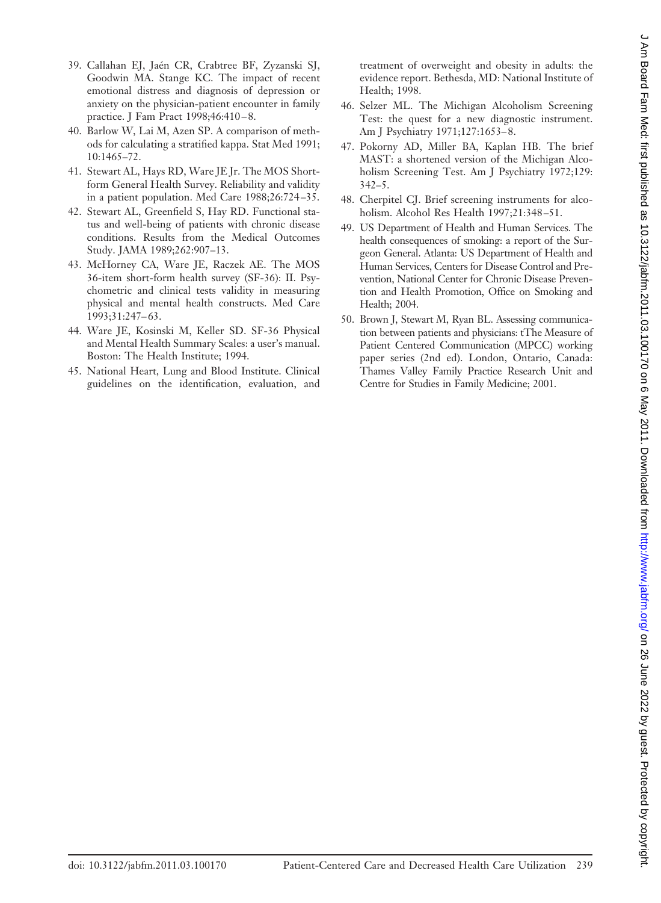39. Callahan EJ, Jaén CR, Crabtree BF, Zyzanski SJ, Goodwin MA. Stange KC. The impact of recent emotional distress and diagnosis of depression or anxiety on the physician-patient encounter in family practice. J Fam Pract 1998;46:410–8.
40. Barlow W, Lai M, Azen SP. A comparison of methods for calculating a stratified kappa. Stat Med 1991; 10:1465–72.
41. Stewart AL, Hays RD, Ware JE Jr. The MOS Short-form General Health Survey. Reliability and validity in a patient population. Med Care 1988;26:724–35.
42. Stewart AL, Greenfield S, Hay RD. Functional status and well-being of patients with chronic disease conditions. Results from the Medical Outcomes Study. JAMA 1989;262:907–13.
43. McHorney CA, Ware JE, Raczek AE. The MOS 36-item short-form health survey (SF-36): II. Psychometric and clinical tests validity in measuring physical and mental health constructs. Med Care 1993;31:247–63.
44. Ware JE, Kosinski M, Keller SD. SF-36 Physical and Mental Health Summary Scales: a user's manual. Boston: The Health Institute; 1994.
45. National Heart, Lung and Blood Institute. Clinical guidelines on the identification, evaluation, and treatment of overweight and obesity in adults: the evidence report. Bethesda, MD: National Institute of Health; 1998.
46. Selzer ML. The Michigan Alcoholism Screening Test: the quest for a new diagnostic instrument. Am J Psychiatry 1971;127:1653–8.
47. Pokorny AD, Miller BA, Kaplan HB. The brief MAST: a shortened version of the Michigan Alcoholism Screening Test. Am J Psychiatry 1972;129: 342–5.
48. Cherpitel CJ. Brief screening instruments for alcoholism. Alcohol Res Health 1997;21:348–51.
49. US Department of Health and Human Services. The health consequences of smoking: a report of the Surgeon General. Atlanta: US Department of Health and Human Services, Centers for Disease Control and Prevention, National Center for Chronic Disease Prevention and Health Promotion, Office on Smoking and Health; 2004.
50. Brown J, Stewart M, Ryan BL. Assessing communication between patients and physicians: tThe Measure of Patient Centered Communication (MPCC) working paper series (2nd ed). London, Ontario, Canada: Thames Valley Family Practice Research Unit and Centre for Studies in Family Medicine; 2001.